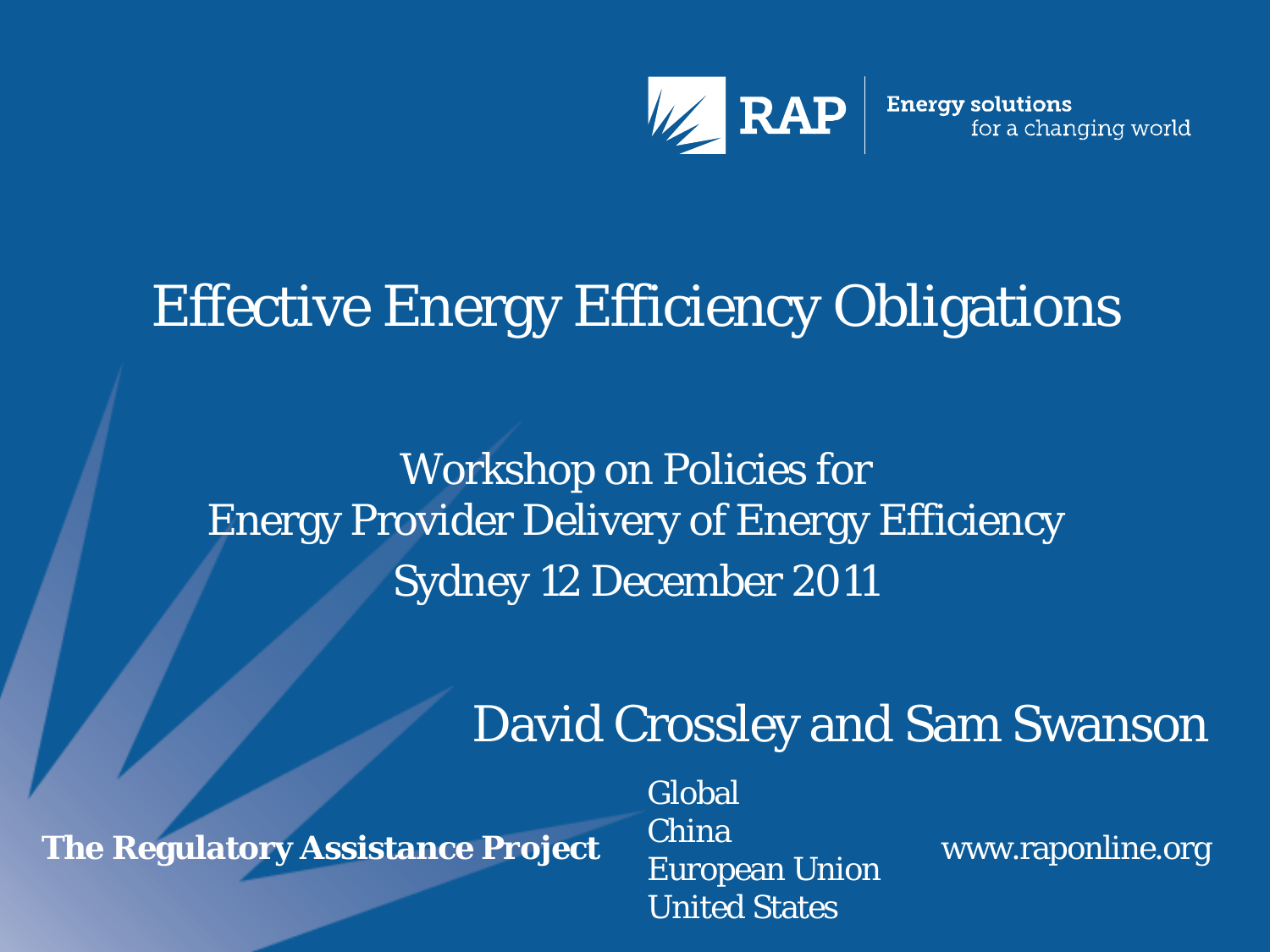RAP Energy solutions for a changing world

# Effective Energy Efficiency Obligations

Workshop on Policies for
Energy Provider Delivery of Energy Efficiency
Sydney 12 December 2011

David Crossley and Sam Swanson

**The Regulatory Assistance Project**

Global
China
European Union
United States

www.raponline.org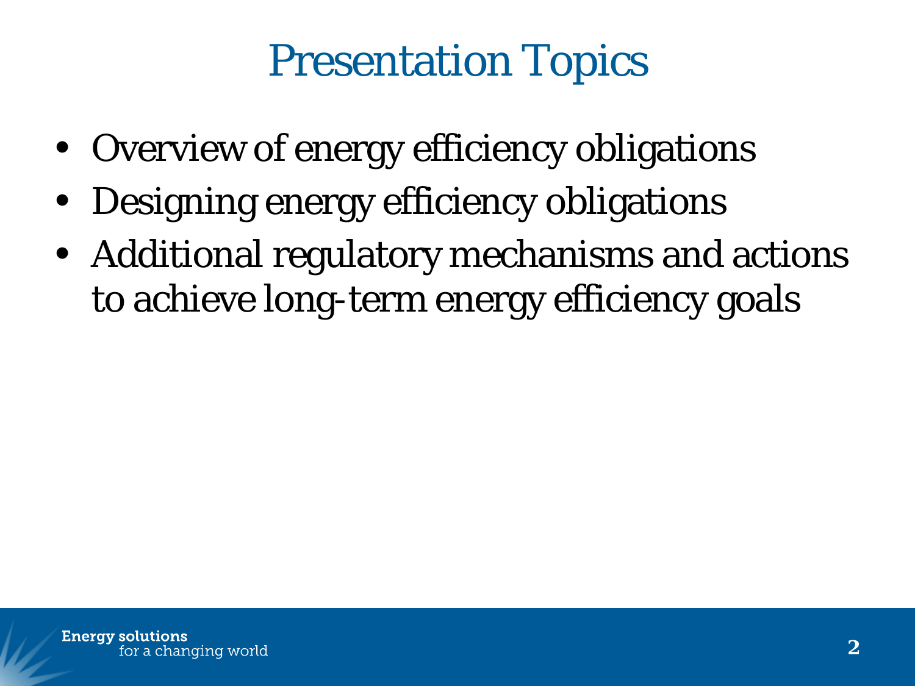# Presentation Topics

- Overview of energy efficiency obligations
- Designing energy efficiency obligations
- Additional regulatory mechanisms and actions to achieve long-term energy efficiency goals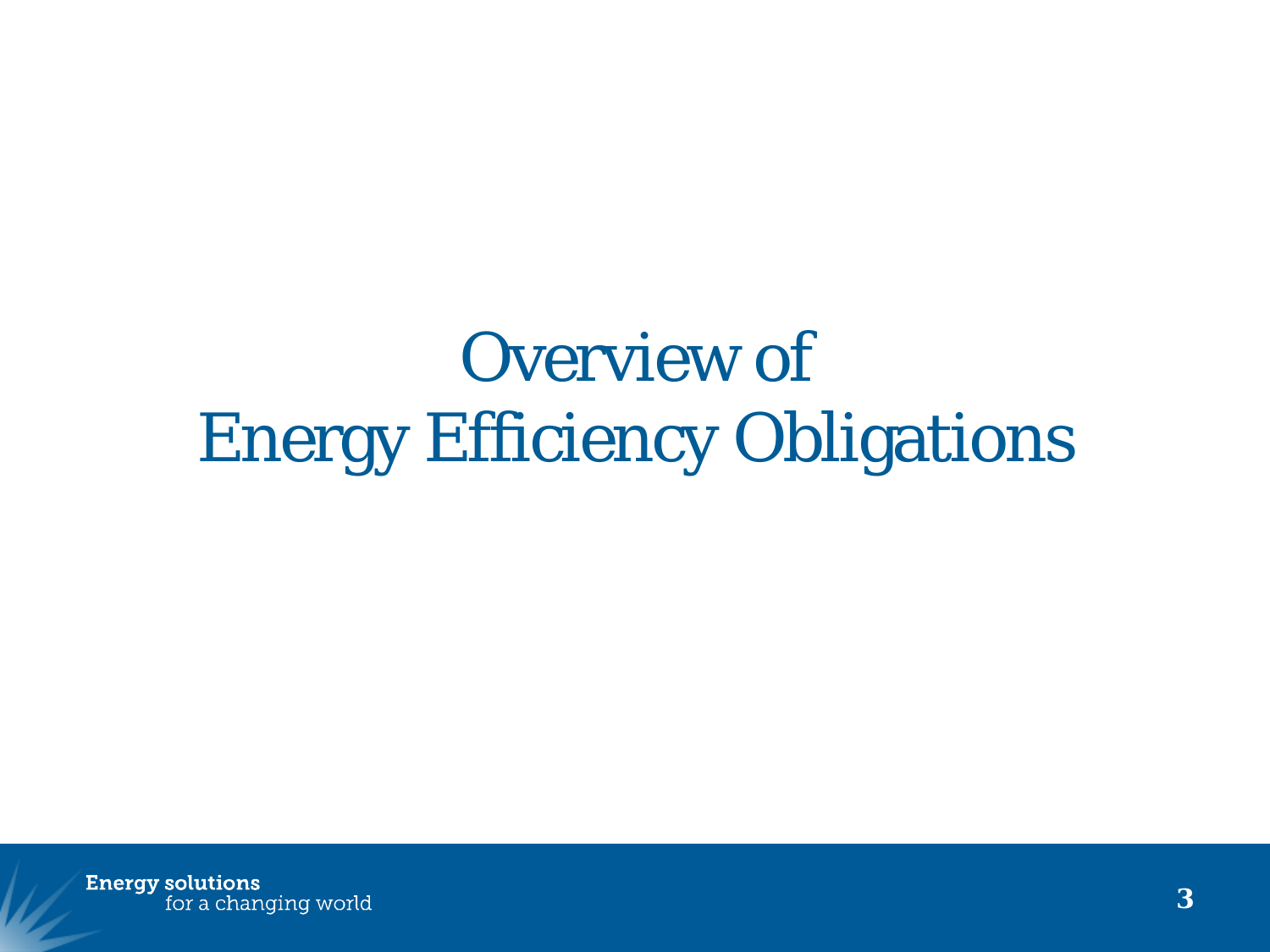# Overview of Energy Efficiency Obligations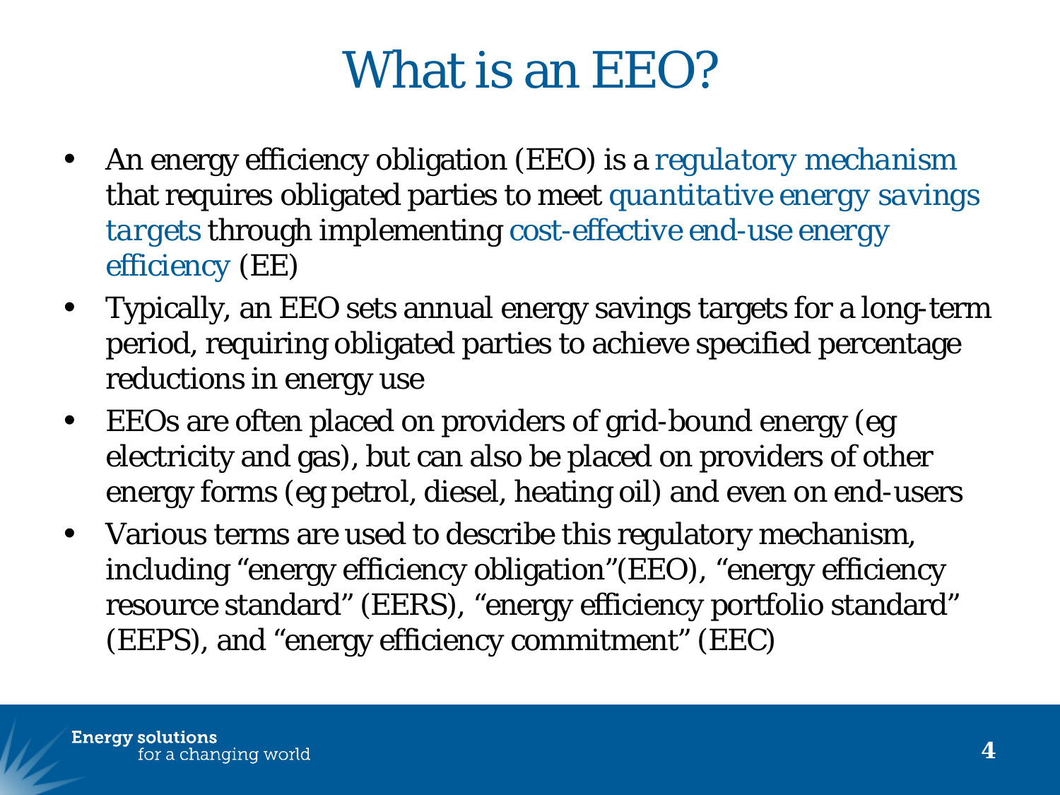# What is an EEO?

- An energy efficiency obligation (EEO) is a *regulatory mechanism* that requires obligated parties to meet *quantitative energy savings targets* through implementing cost-effective end-use energy efficiency (EE)
- Typically, an EEO sets annual energy savings targets for a long-term period, requiring obligated parties to achieve specified percentage reductions in energy use
- EEOs are often placed on providers of grid-bound energy (eg electricity and gas), but can also be placed on providers of other energy forms (eg petrol, diesel, heating oil) and even on end-users
- Various terms are used to describe this regulatory mechanism, including "energy efficiency obligation"(EEO), "energy efficiency resource standard" (EERS), "energy efficiency portfolio standard" (EEPS), and "energy efficiency commitment" (EEC)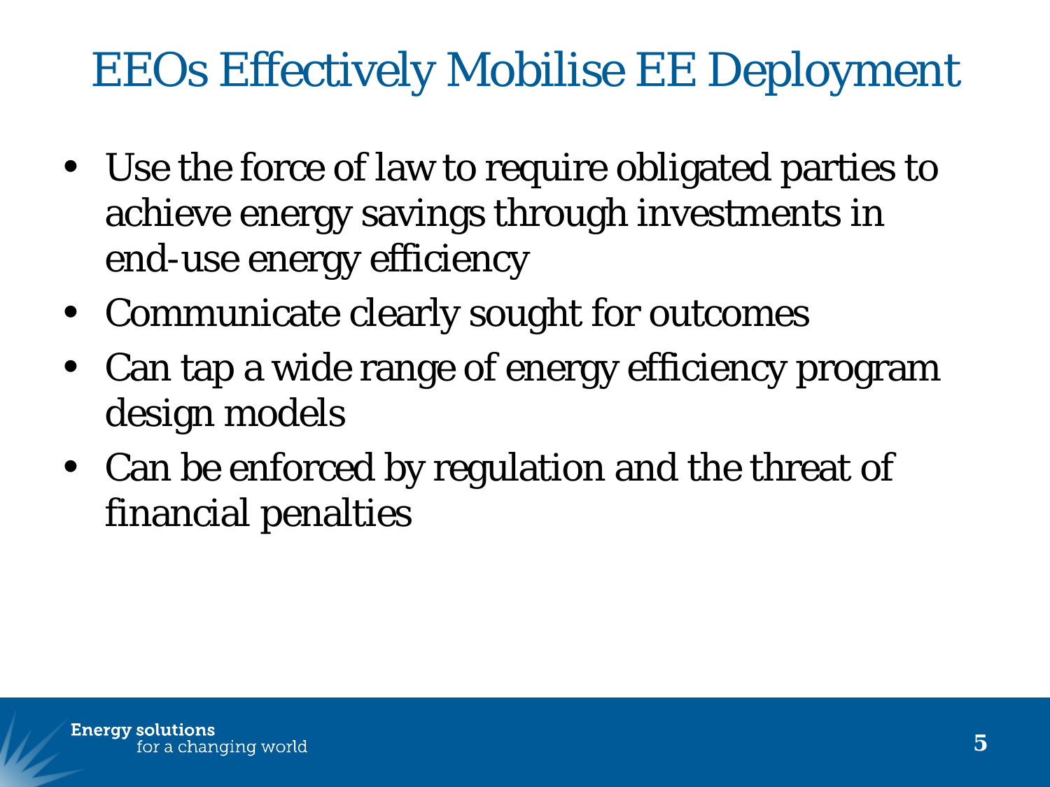# EEOs Effectively Mobilise EE Deployment

- Use the force of law to require obligated parties to achieve energy savings through investments in end-use energy efficiency
- Communicate clearly sought for outcomes
- Can tap a wide range of energy efficiency program design models
- Can be enforced by regulation and the threat of financial penalties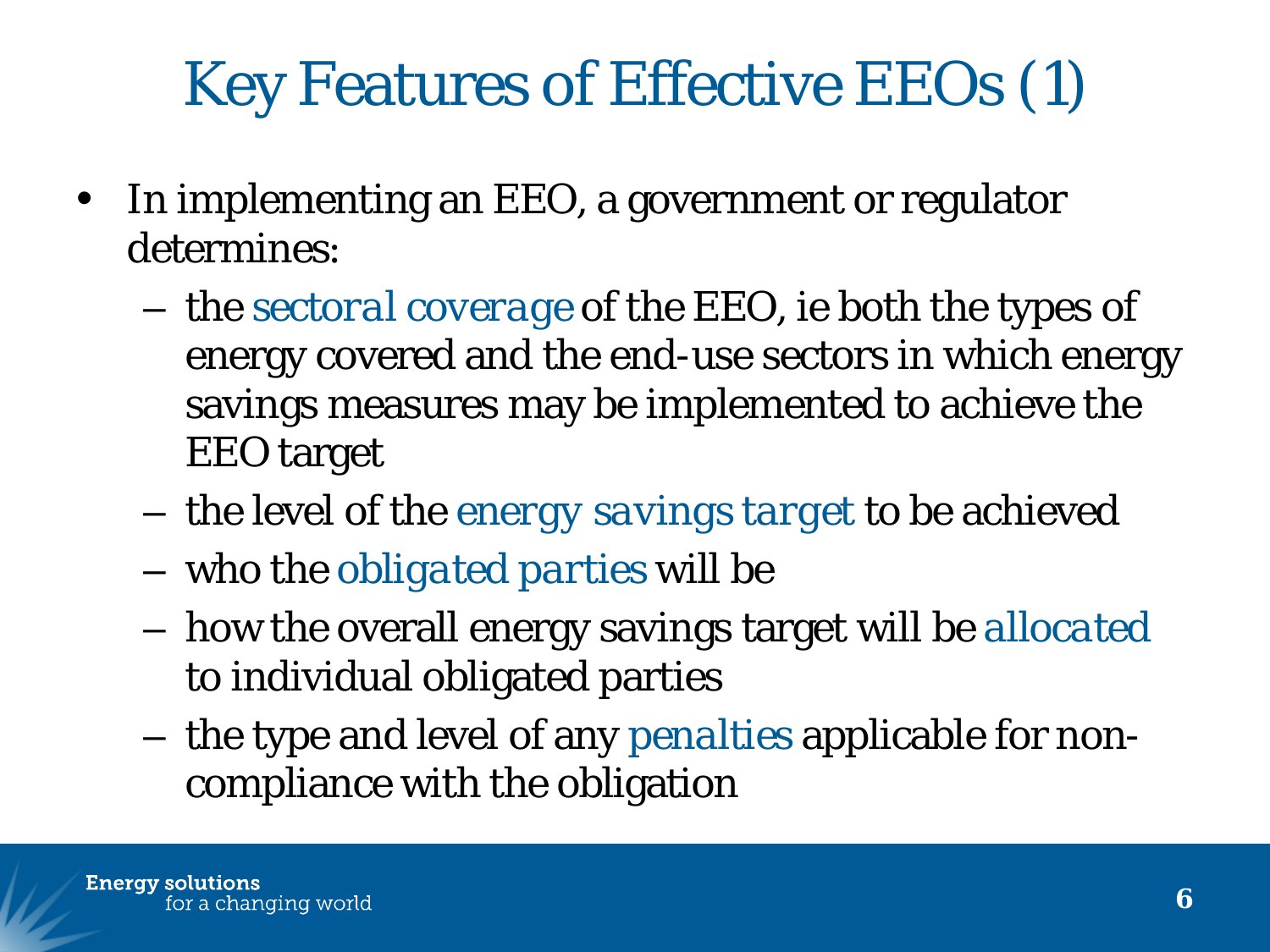# Key Features of Effective EEOs (1)

- In implementing an EEO, a government or regulator determines:
  - the *sectoral coverage* of the EEO, ie both the types of energy covered and the end-use sectors in which energy savings measures may be implemented to achieve the EEO target
  - the level of the *energy savings target* to be achieved
  - who the *obligated parties* will be
  - how the overall energy savings target will be *allocated* to individual obligated parties
  - the type and level of any *penalties* applicable for non-compliance with the obligation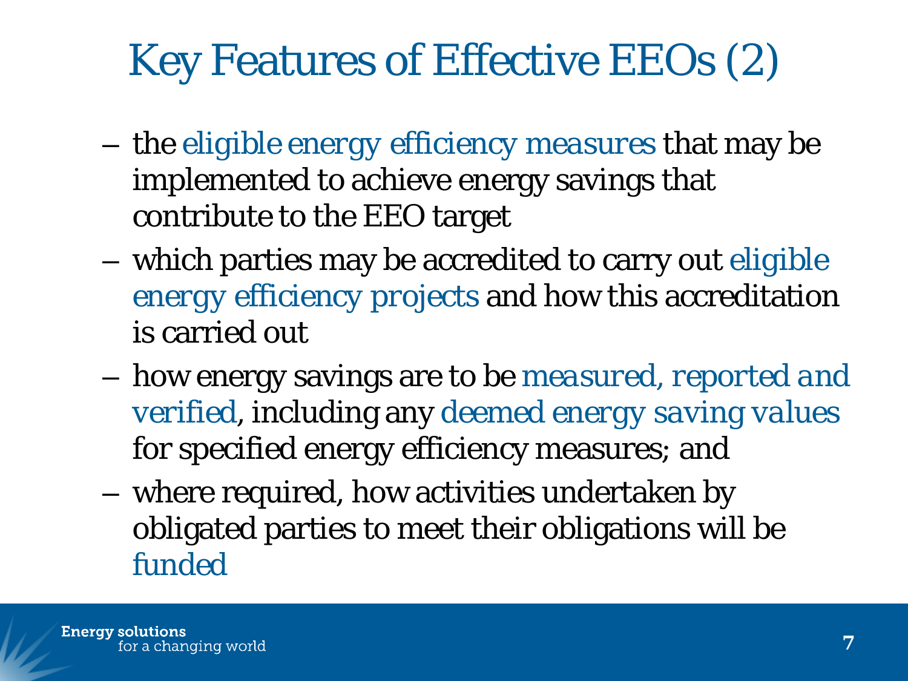# Key Features of Effective EEOs (2)

- the eligible energy efficiency measures that may be implemented to achieve energy savings that contribute to the EEO target
- which parties may be accredited to carry out eligible energy efficiency projects and how this accreditation is carried out
- how energy savings are to be measured, reported and verified, including any deemed energy saving values for specified energy efficiency measures; and
- where required, how activities undertaken by obligated parties to meet their obligations will be funded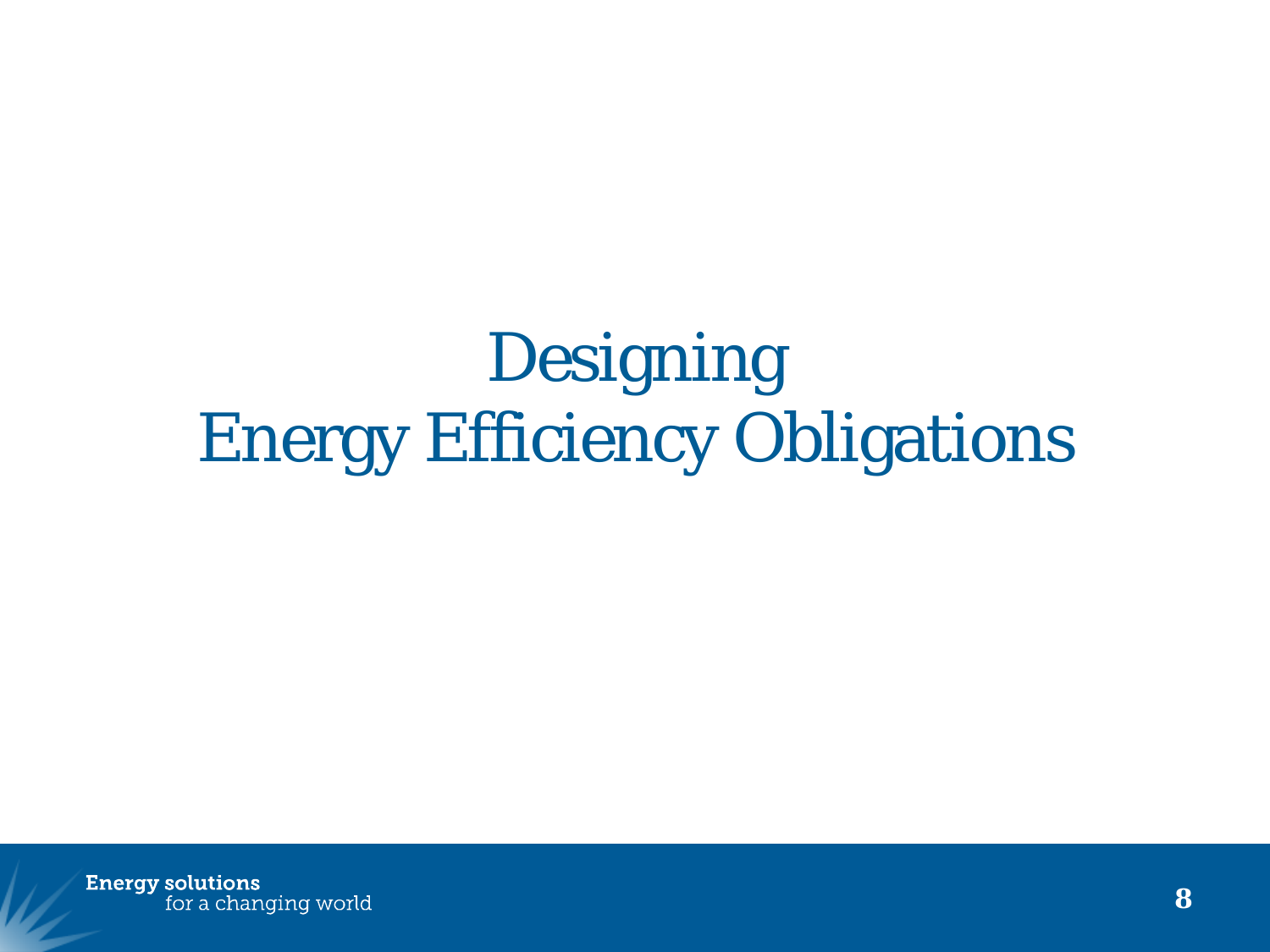# Designing Energy Efficiency Obligations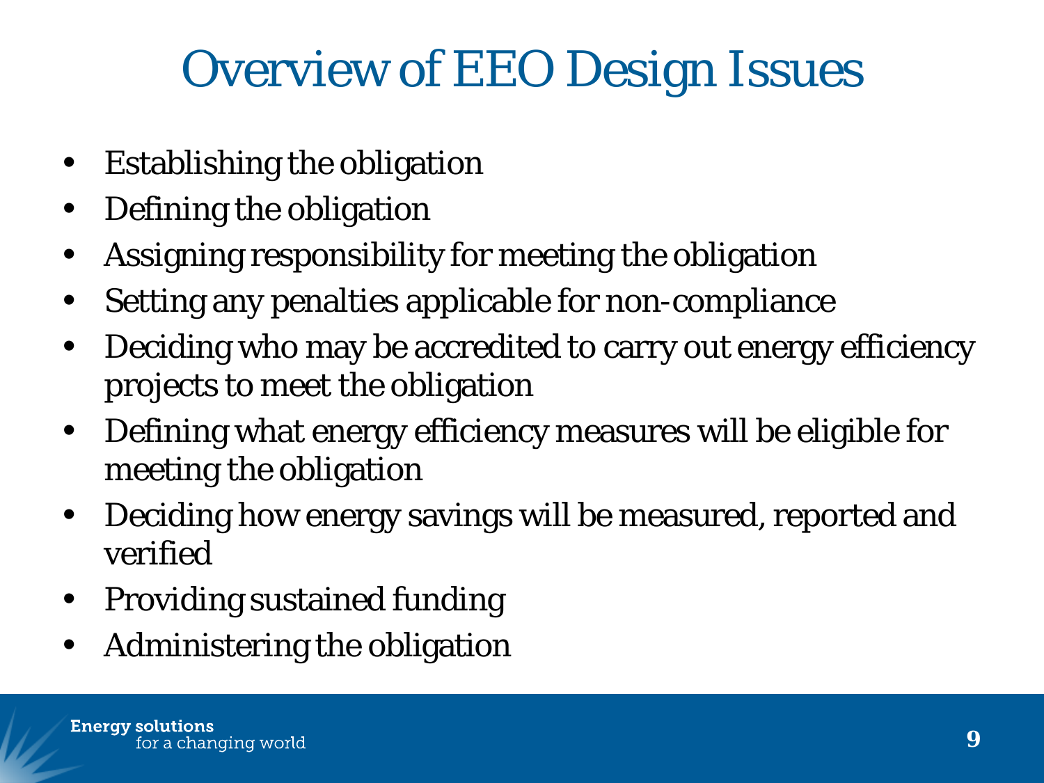# Overview of EEO Design Issues

- Establishing the obligation
- Defining the obligation
- Assigning responsibility for meeting the obligation
- Setting any penalties applicable for non-compliance
- Deciding who may be accredited to carry out energy efficiency projects to meet the obligation
- Defining what energy efficiency measures will be eligible for meeting the obligation
- Deciding how energy savings will be measured, reported and verified
- Providing sustained funding
- Administering the obligation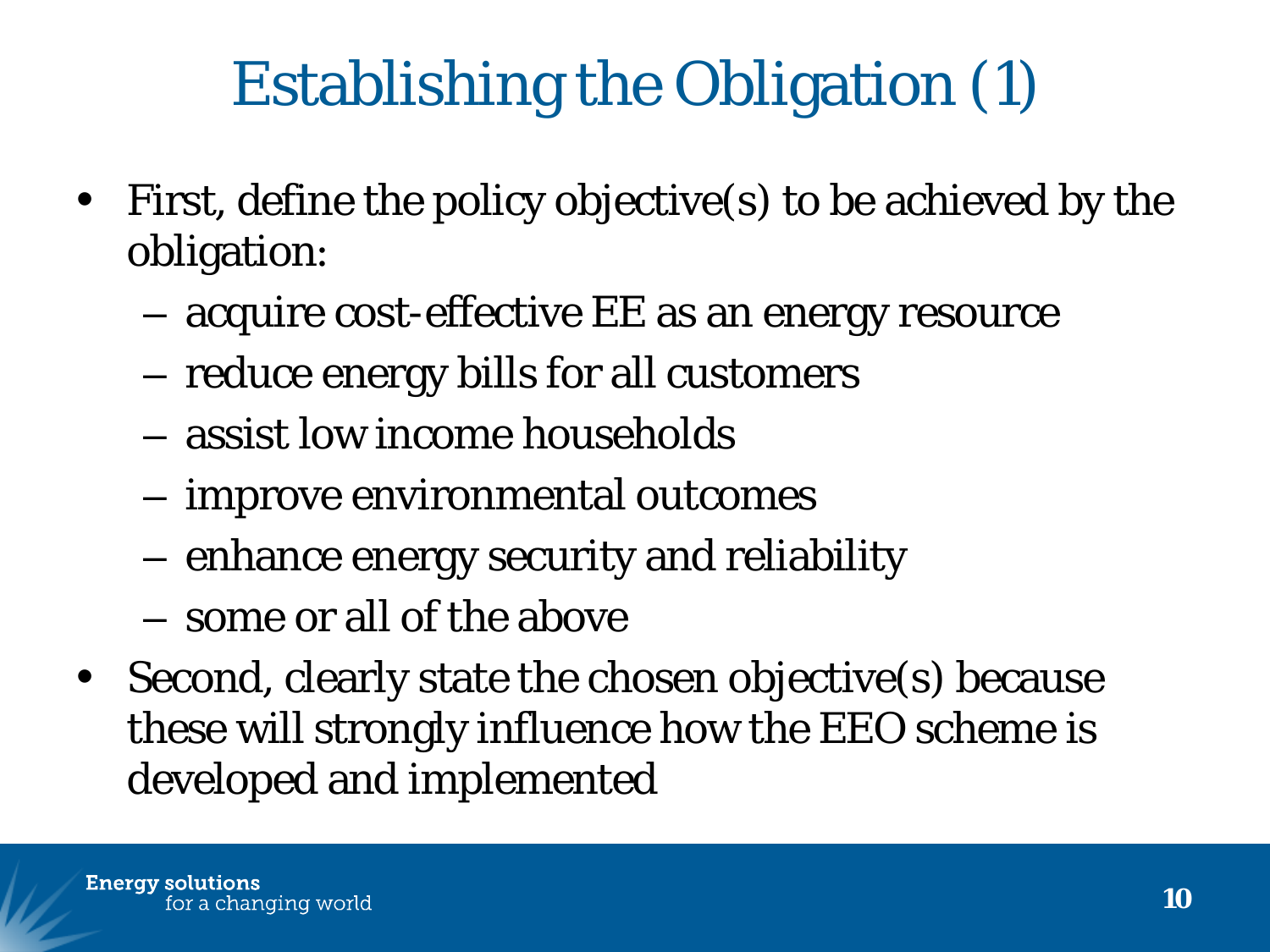# Establishing the Obligation (1)

- First, define the policy objective(s) to be achieved by the obligation:
  - acquire cost-effective EE as an energy resource
  - reduce energy bills for all customers
  - assist low income households
  - improve environmental outcomes
  - enhance energy security and reliability
  - some or all of the above
- Second, clearly state the chosen objective(s) because these will strongly influence how the EEO scheme is developed and implemented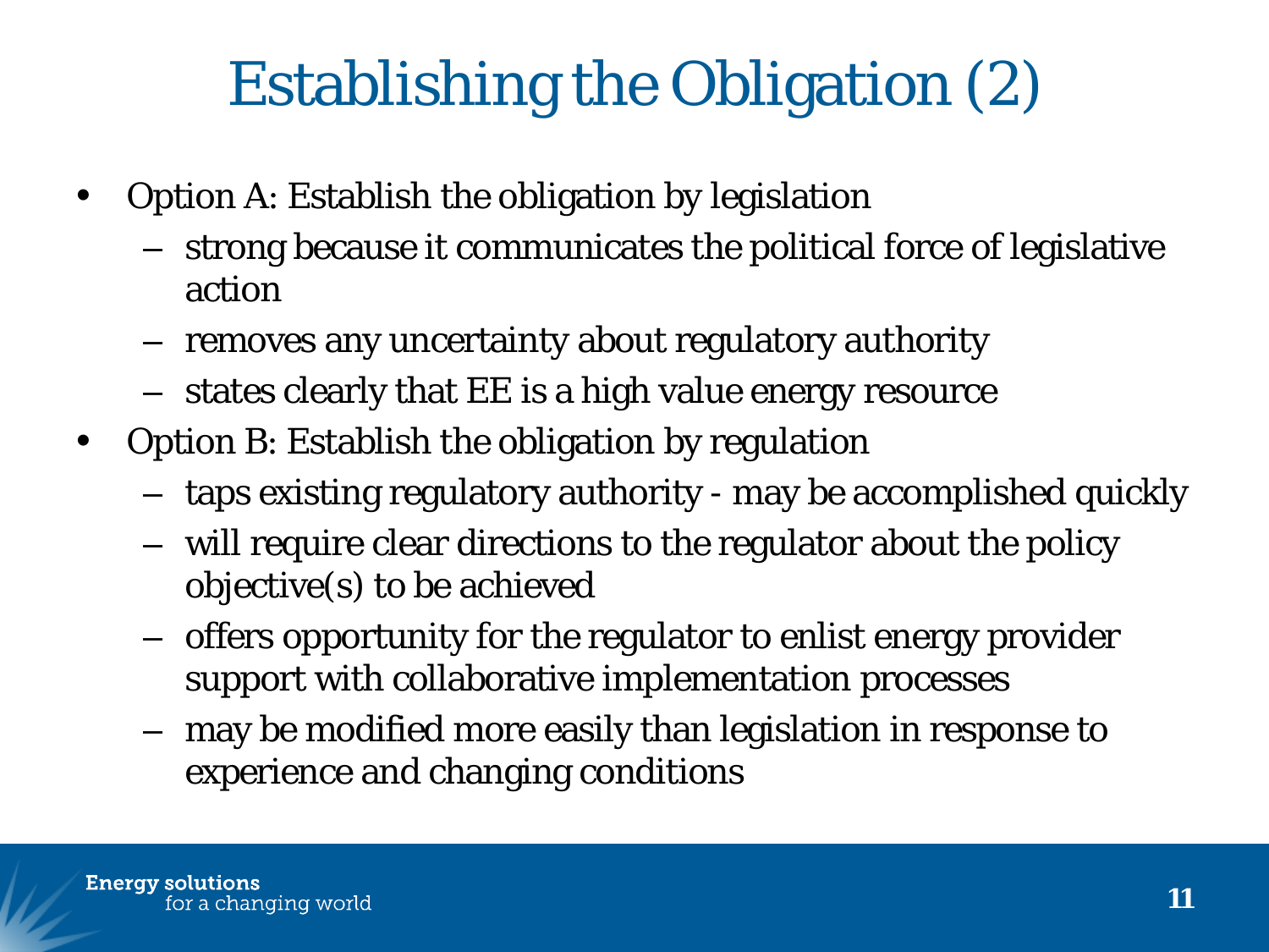# Establishing the Obligation (2)

- Option A: Establish the obligation by legislation
  - strong because it communicates the political force of legislative action
  - removes any uncertainty about regulatory authority
  - states clearly that EE is a high value energy resource
- Option B: Establish the obligation by regulation
  - taps existing regulatory authority - may be accomplished quickly
  - will require clear directions to the regulator about the policy objective(s) to be achieved
  - offers opportunity for the regulator to enlist energy provider support with collaborative implementation processes
  - may be modified more easily than legislation in response to experience and changing conditions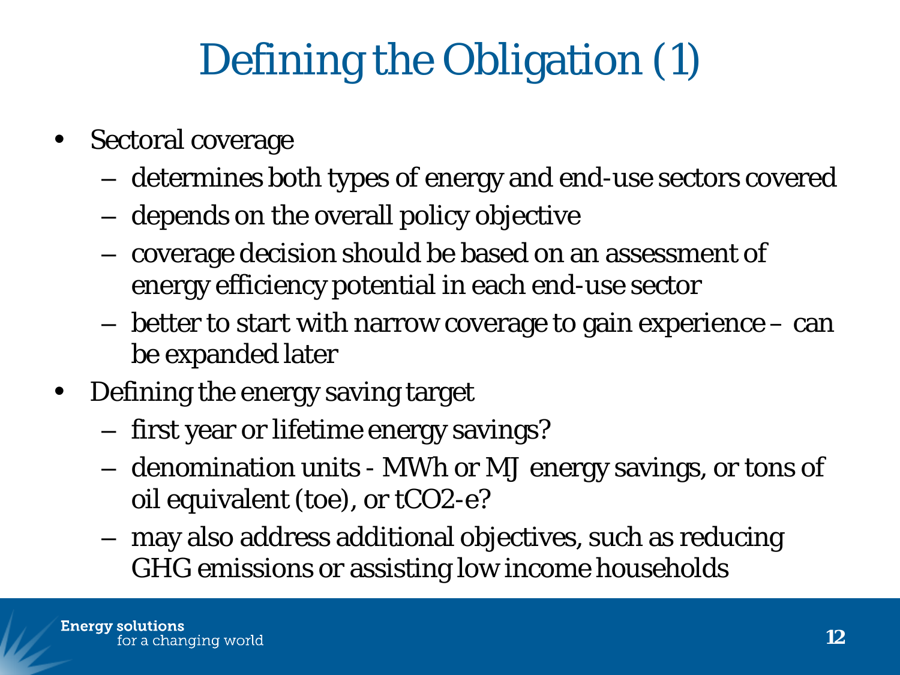# Defining the Obligation (1)

- Sectoral coverage
  - determines both types of energy and end-use sectors covered
  - depends on the overall policy objective
  - coverage decision should be based on an assessment of energy efficiency potential in each end-use sector
  - better to start with narrow coverage to gain experience – can be expanded later
- Defining the energy saving target
  - first year or lifetime energy savings?
  - denomination units - MWh or MJ energy savings, or tons of oil equivalent (toe), or tCO2-e?
  - may also address additional objectives, such as reducing GHG emissions or assisting low income households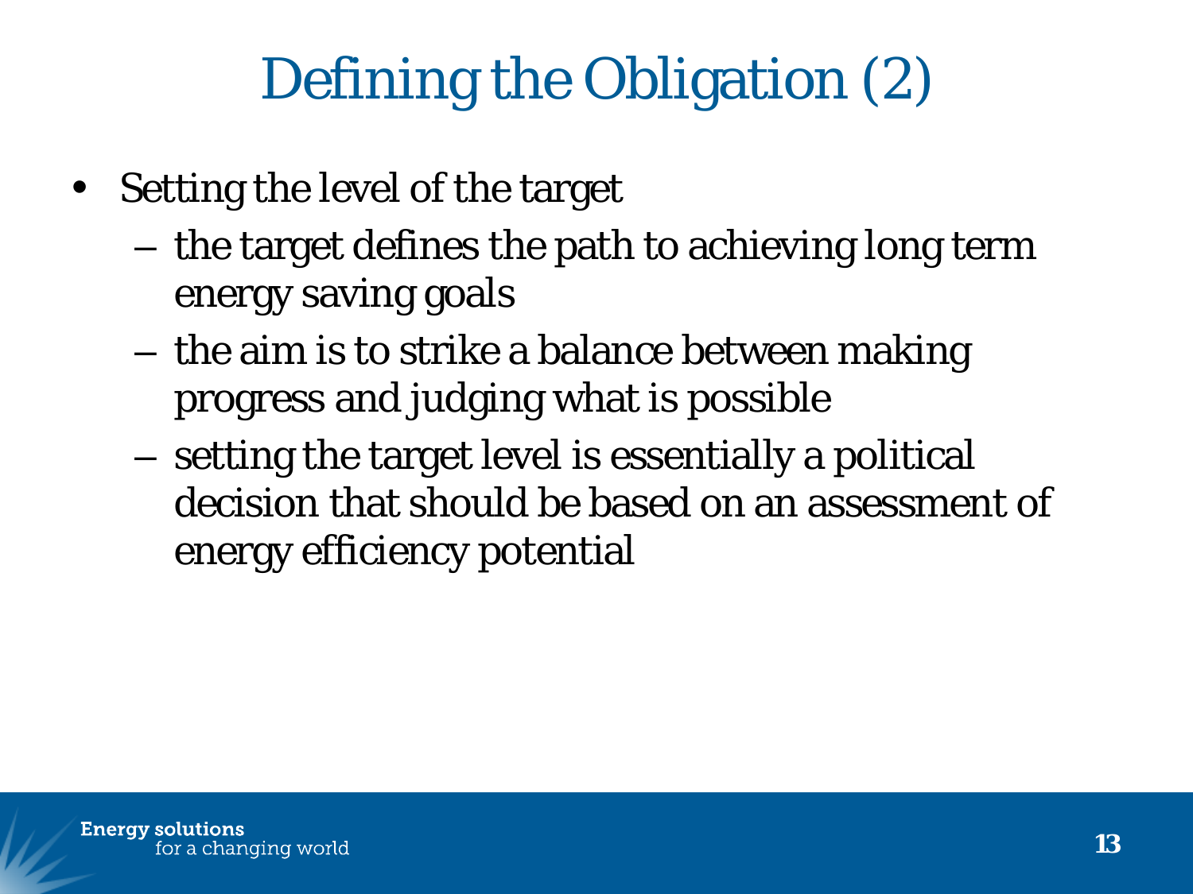# Defining the Obligation (2)

- Setting the level of the target
  - the target defines the path to achieving long term energy saving goals
  - the aim is to strike a balance between making progress and judging what is possible
  - setting the target level is essentially a political decision that should be based on an assessment of energy efficiency potential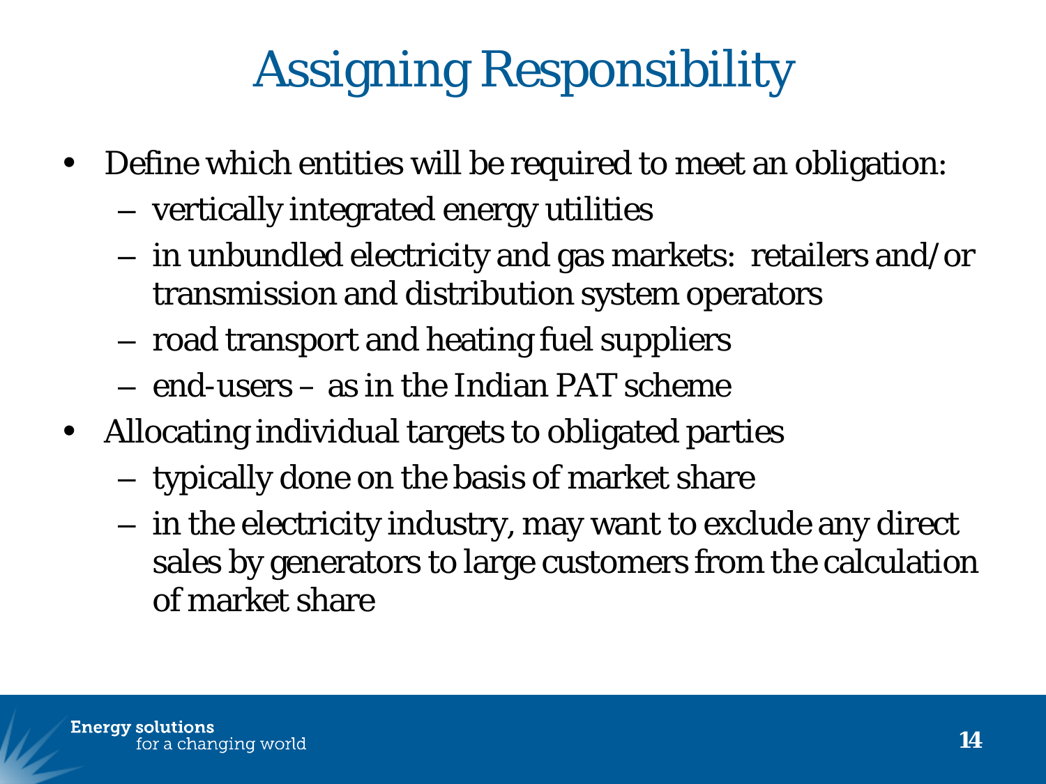# Assigning Responsibility

- Define which entities will be required to meet an obligation:
  - vertically integrated energy utilities
  - in unbundled electricity and gas markets: retailers and/or transmission and distribution system operators
  - road transport and heating fuel suppliers
  - end-users – as in the Indian PAT scheme
- Allocating individual targets to obligated parties
  - typically done on the basis of market share
  - in the electricity industry, may want to exclude any direct sales by generators to large customers from the calculation of market share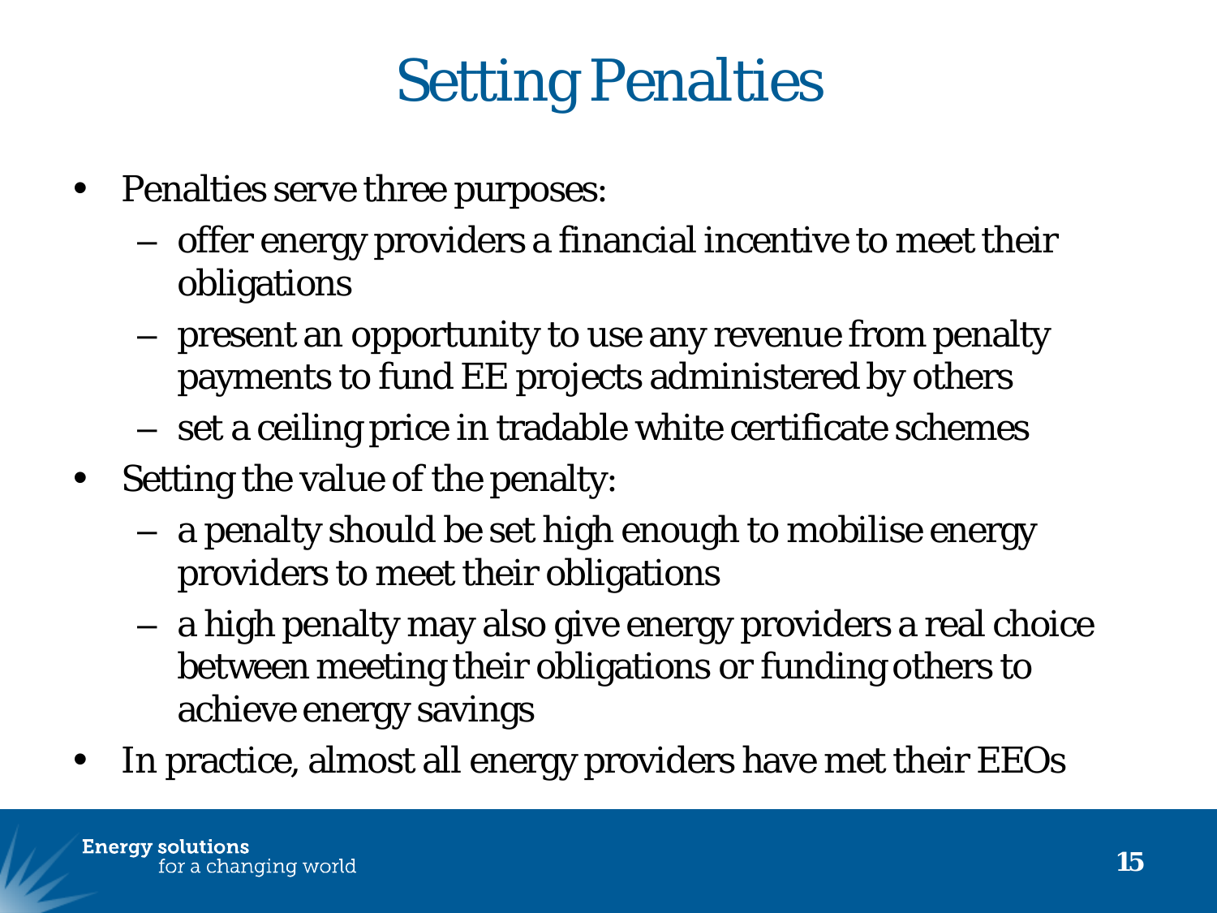# Setting Penalties

- Penalties serve three purposes:
  - offer energy providers a financial incentive to meet their obligations
  - present an opportunity to use any revenue from penalty payments to fund EE projects administered by others
  - set a ceiling price in tradable white certificate schemes
- Setting the value of the penalty:
  - a penalty should be set high enough to mobilise energy providers to meet their obligations
  - a high penalty may also give energy providers a real choice between meeting their obligations or funding others to achieve energy savings
- In practice, almost all energy providers have met their EEOs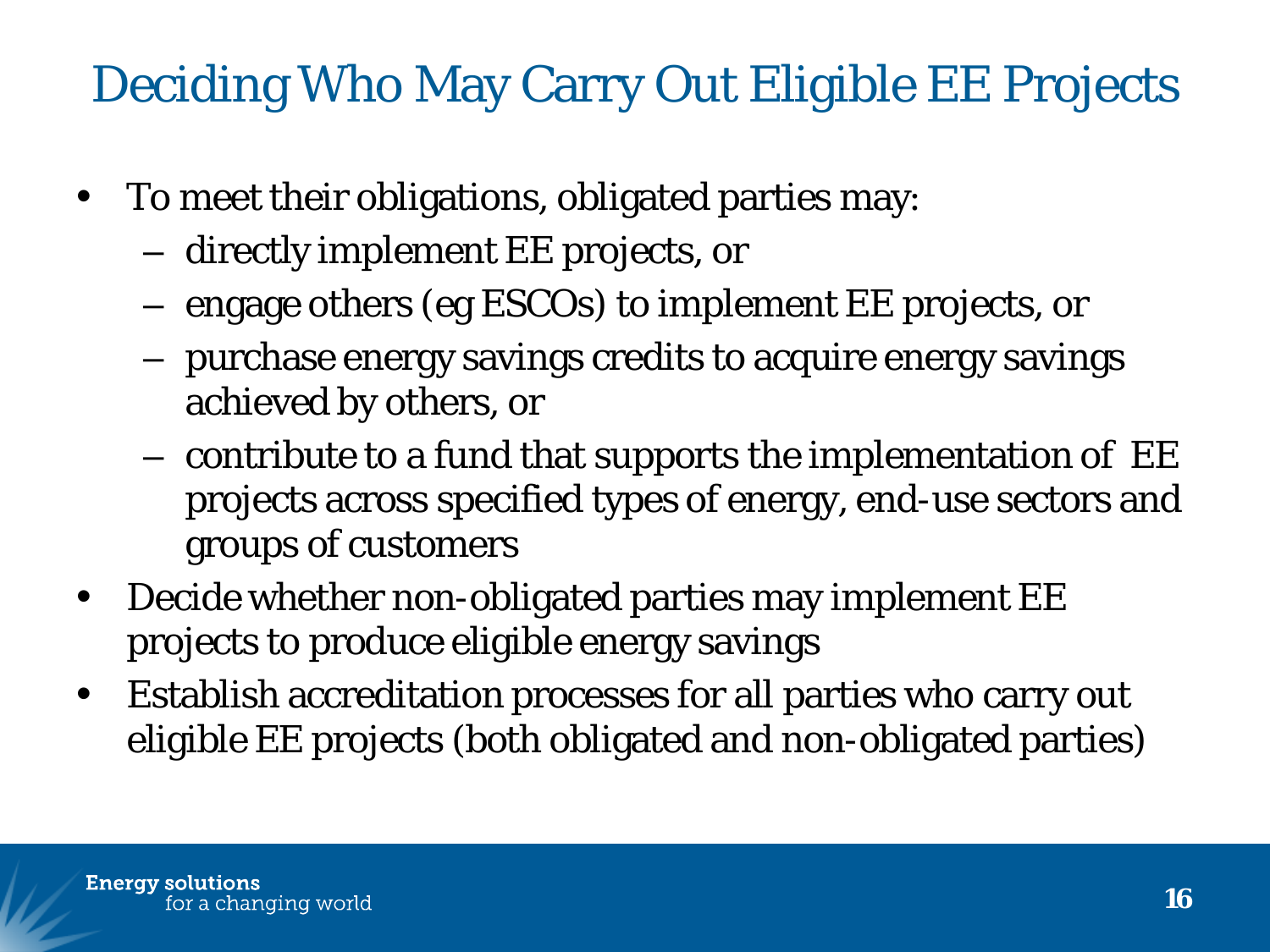# Deciding Who May Carry Out Eligible EE Projects

- To meet their obligations, obligated parties may:
  - directly implement EE projects, or
  - engage others (eg ESCOs) to implement EE projects, or
  - purchase energy savings credits to acquire energy savings achieved by others, or
  - contribute to a fund that supports the implementation of EE projects across specified types of energy, end-use sectors and groups of customers
- Decide whether non-obligated parties may implement EE projects to produce eligible energy savings
- Establish accreditation processes for all parties who carry out eligible EE projects (both obligated and non-obligated parties)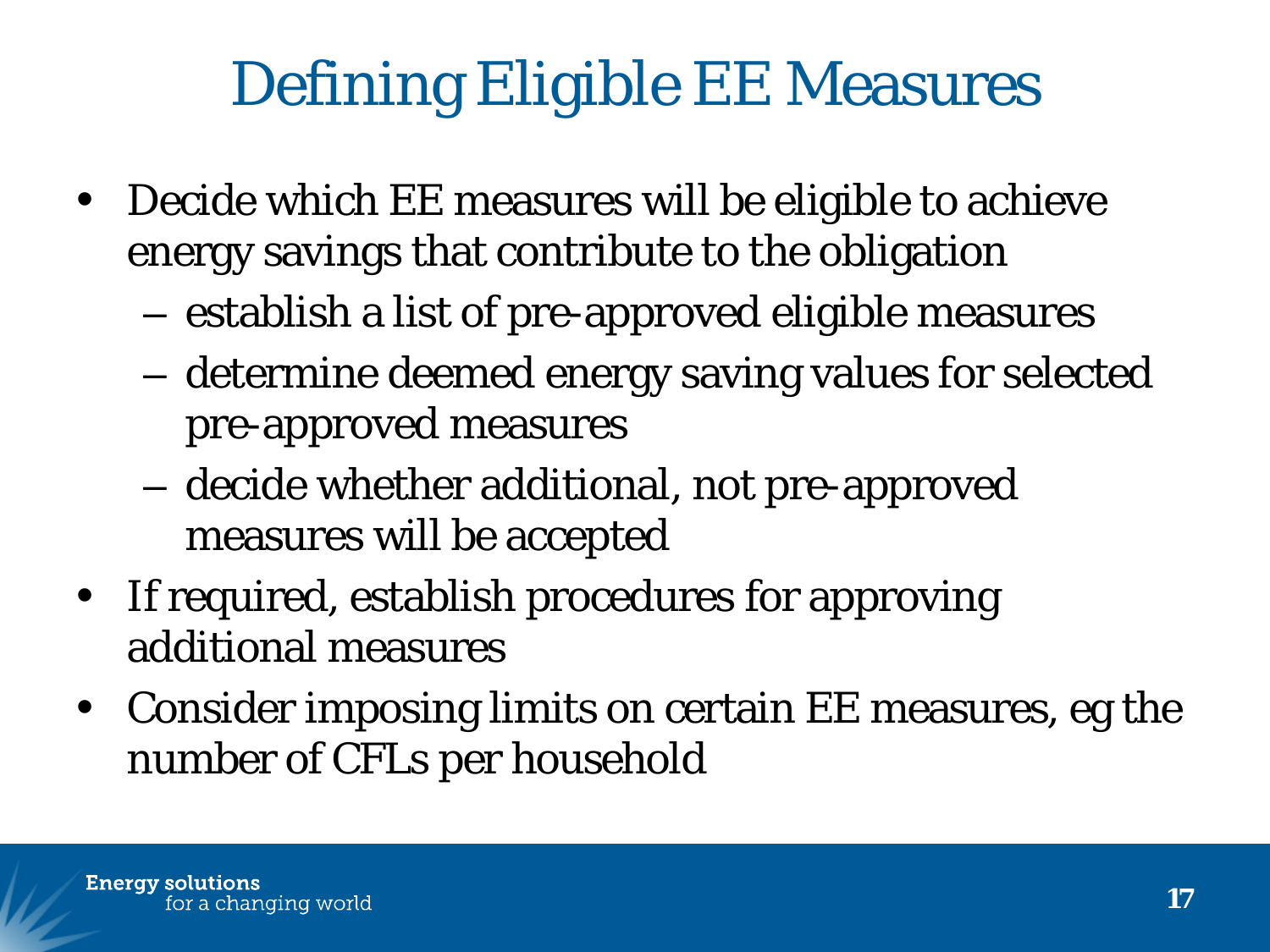# Defining Eligible EE Measures

- Decide which EE measures will be eligible to achieve energy savings that contribute to the obligation
  - establish a list of pre-approved eligible measures
  - determine deemed energy saving values for selected pre-approved measures
  - decide whether additional, not pre-approved measures will be accepted
- If required, establish procedures for approving additional measures
- Consider imposing limits on certain EE measures, eg the number of CFLs per household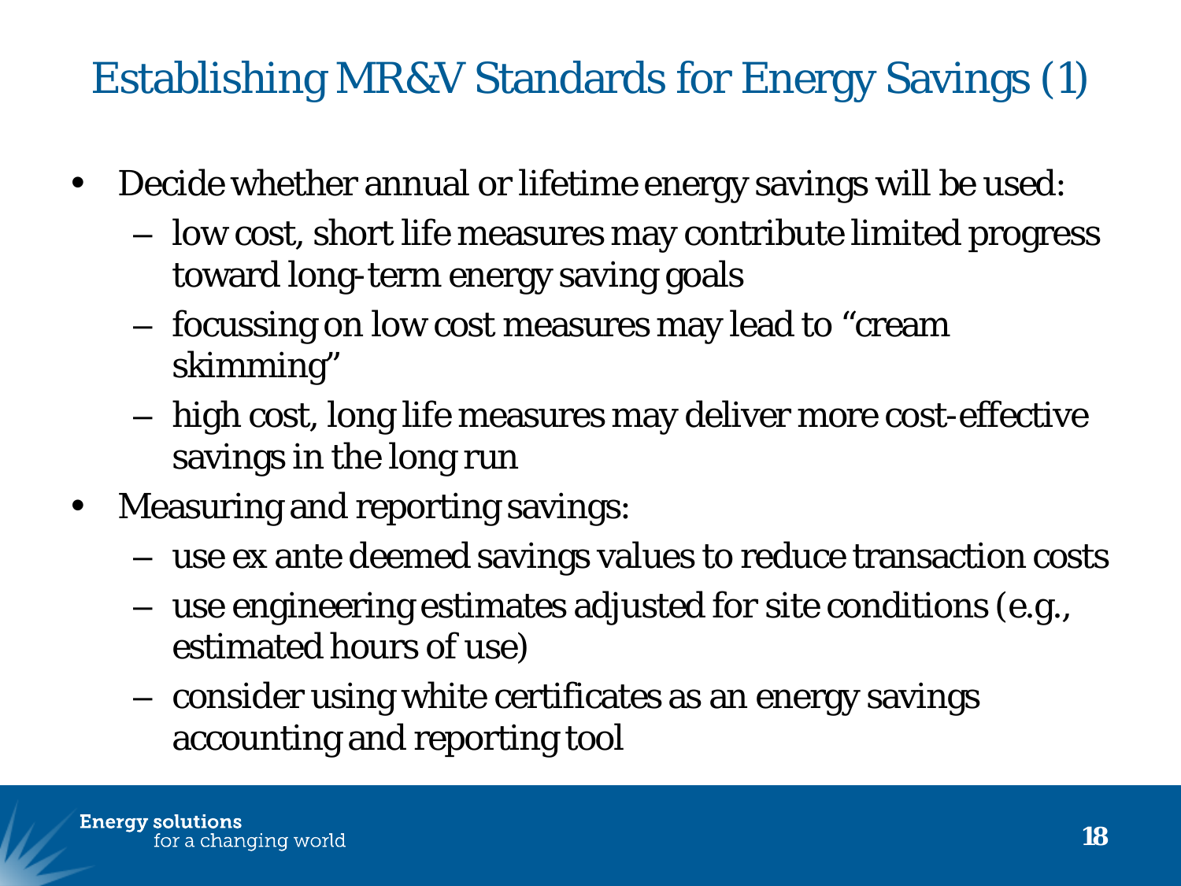# Establishing MR&V Standards for Energy Savings (1)

- Decide whether annual or lifetime energy savings will be used:
  - low cost, short life measures may contribute limited progress toward long-term energy saving goals
  - focussing on low cost measures may lead to "cream skimming"
  - high cost, long life measures may deliver more cost-effective savings in the long run
- Measuring and reporting savings:
  - use ex ante deemed savings values to reduce transaction costs
  - use engineering estimates adjusted for site conditions (e.g., estimated hours of use)
  - consider using white certificates as an energy savings accounting and reporting tool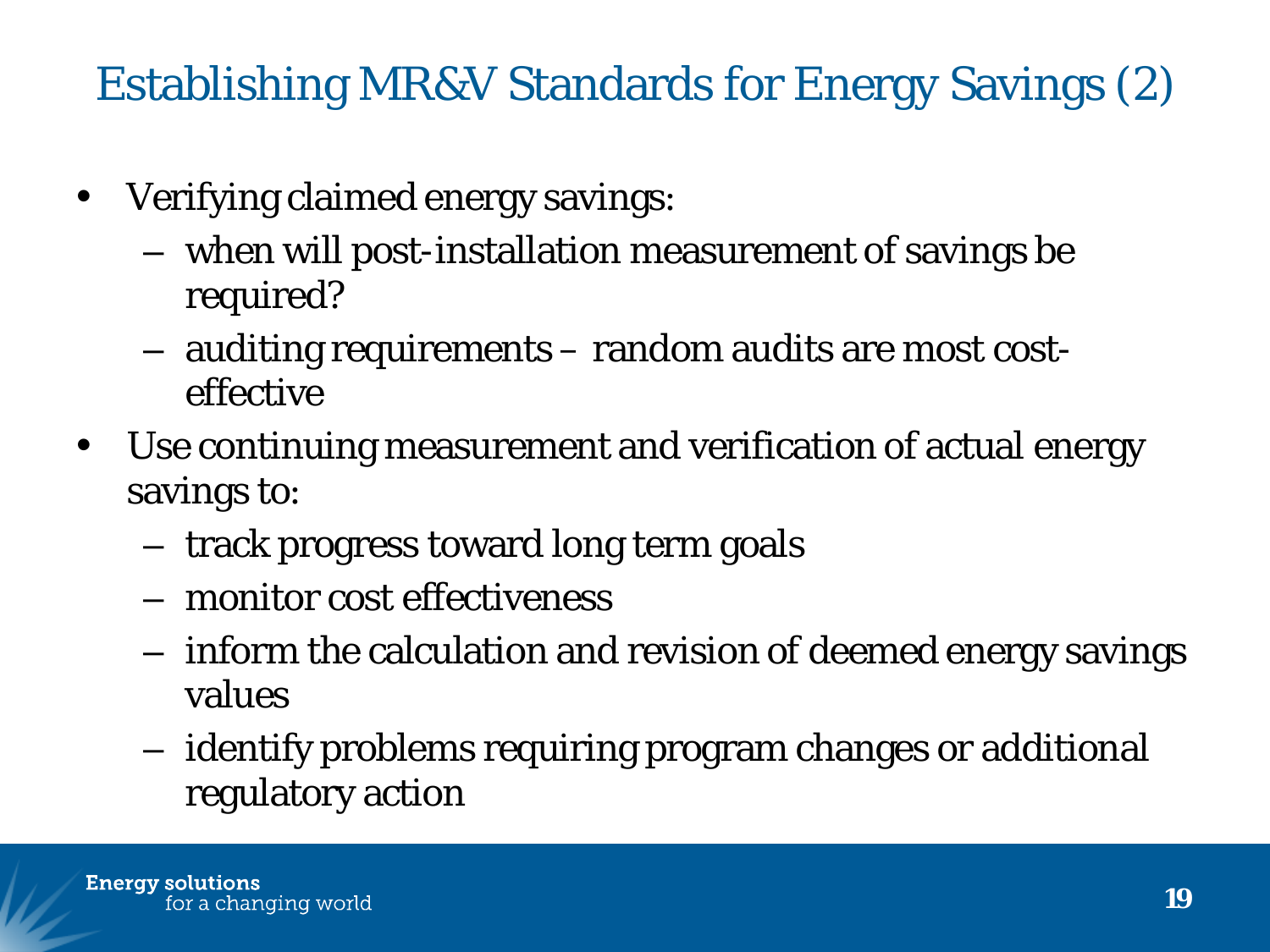# Establishing MR&V Standards for Energy Savings (2)

- Verifying claimed energy savings:
  - when will post-installation measurement of savings be required?
  - auditing requirements – random audits are most cost-effective
- Use continuing measurement and verification of actual energy savings to:
  - track progress toward long term goals
  - monitor cost effectiveness
  - inform the calculation and revision of deemed energy savings values
  - identify problems requiring program changes or additional regulatory action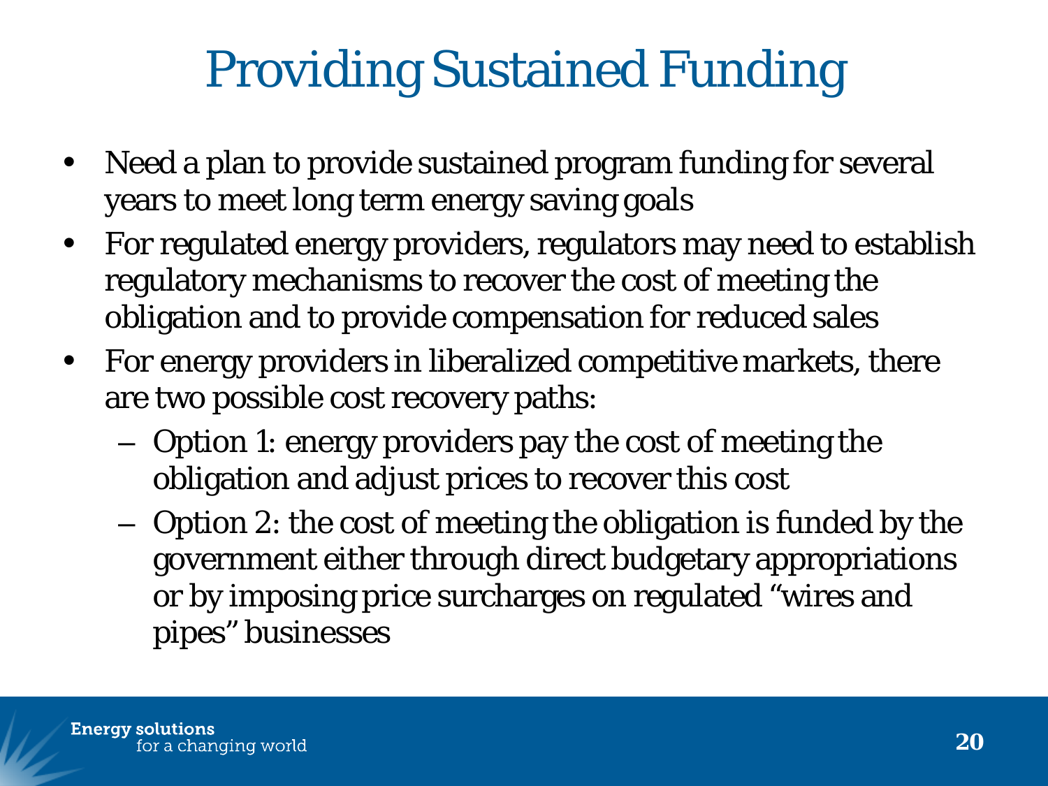# Providing Sustained Funding

- Need a plan to provide sustained program funding for several years to meet long term energy saving goals
- For regulated energy providers, regulators may need to establish regulatory mechanisms to recover the cost of meeting the obligation and to provide compensation for reduced sales
- For energy providers in liberalized competitive markets, there are two possible cost recovery paths:
  - Option 1: energy providers pay the cost of meeting the obligation and adjust prices to recover this cost
  - Option 2: the cost of meeting the obligation is funded by the government either through direct budgetary appropriations or by imposing price surcharges on regulated "wires and pipes" businesses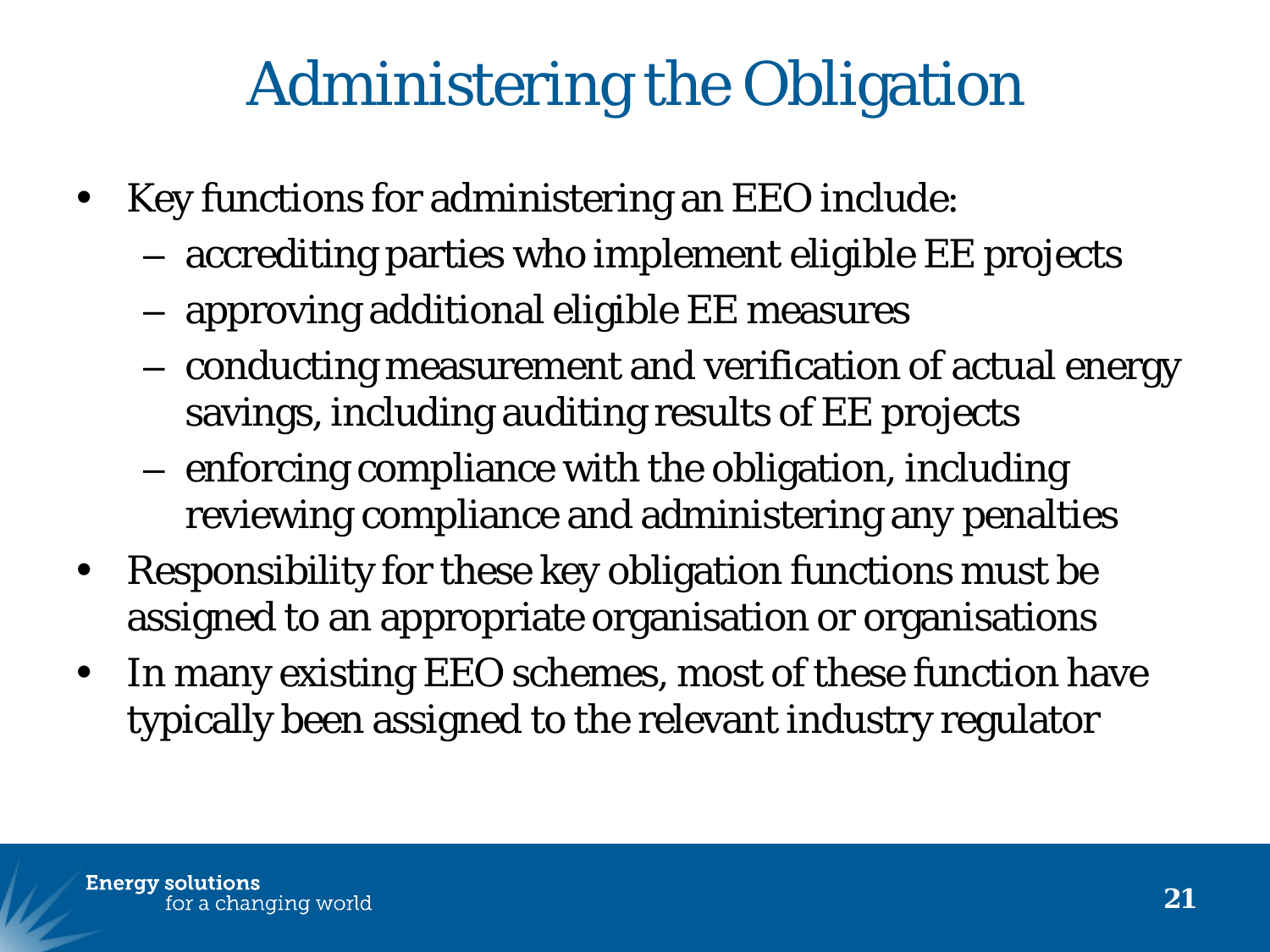# Administering the Obligation

- Key functions for administering an EEO include:
  - accrediting parties who implement eligible EE projects
  - approving additional eligible EE measures
  - conducting measurement and verification of actual energy savings, including auditing results of EE projects
  - enforcing compliance with the obligation, including reviewing compliance and administering any penalties
- Responsibility for these key obligation functions must be assigned to an appropriate organisation or organisations
- In many existing EEO schemes, most of these function have typically been assigned to the relevant industry regulator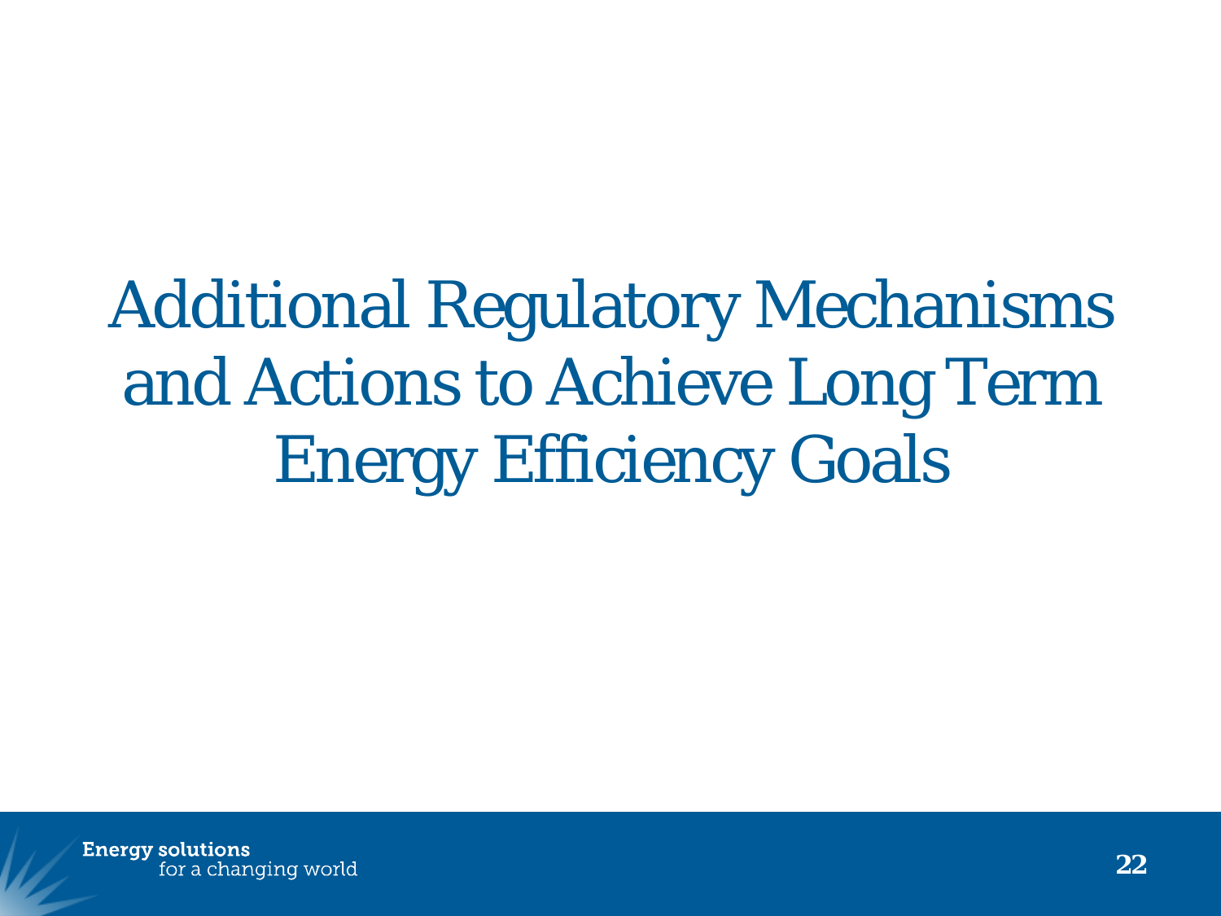# Additional Regulatory Mechanisms and Actions to Achieve Long Term Energy Efficiency Goals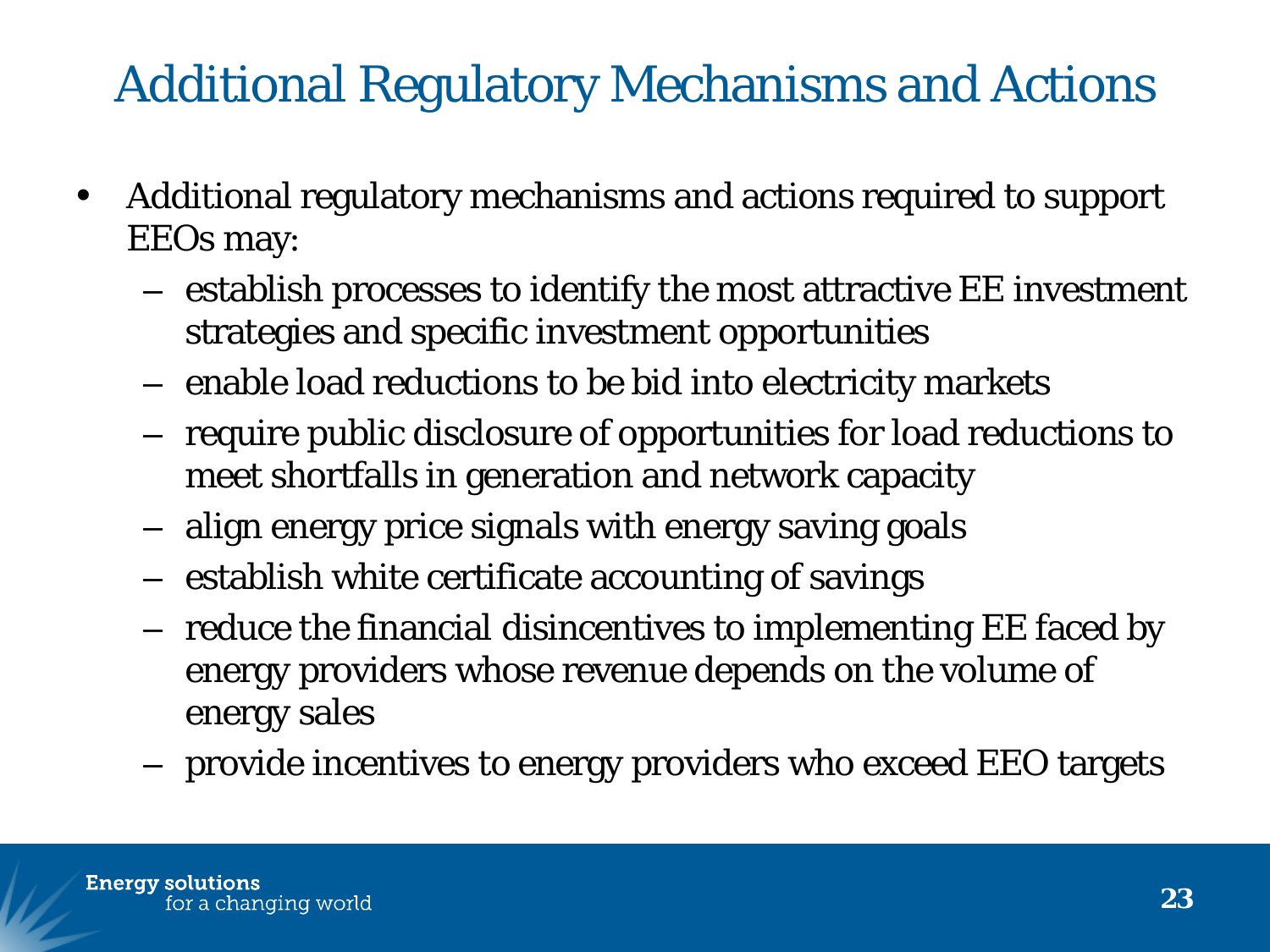# Additional Regulatory Mechanisms and Actions

- Additional regulatory mechanisms and actions required to support EEOs may:
  - establish processes to identify the most attractive EE investment strategies and specific investment opportunities
  - enable load reductions to be bid into electricity markets
  - require public disclosure of opportunities for load reductions to meet shortfalls in generation and network capacity
  - align energy price signals with energy saving goals
  - establish white certificate accounting of savings
  - reduce the financial disincentives to implementing EE faced by energy providers whose revenue depends on the volume of energy sales
  - provide incentives to energy providers who exceed EEO targets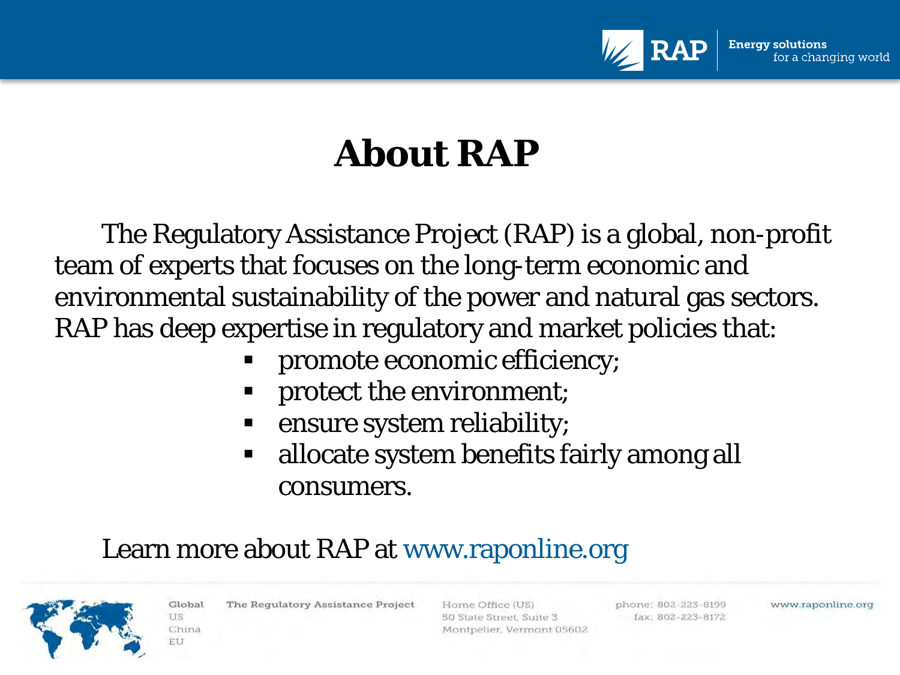# About RAP

The Regulatory Assistance Project (RAP) is a global, non-profit team of experts that focuses on the long-term economic and environmental sustainability of the power and natural gas sectors. RAP has deep expertise in regulatory and market policies that:

- promote economic efficiency;
- protect the environment;
- ensure system reliability;
- allocate system benefits fairly among all consumers.

Learn more about RAP at www.raponline.org

Global
US
China
EU

The Regulatory Assistance Project

Home Office (US)
50 State Street, Suite 3
Montpelier, Vermont 05602

phone: 802-223-8199
fax: 802-223-8172

www.raponline.org